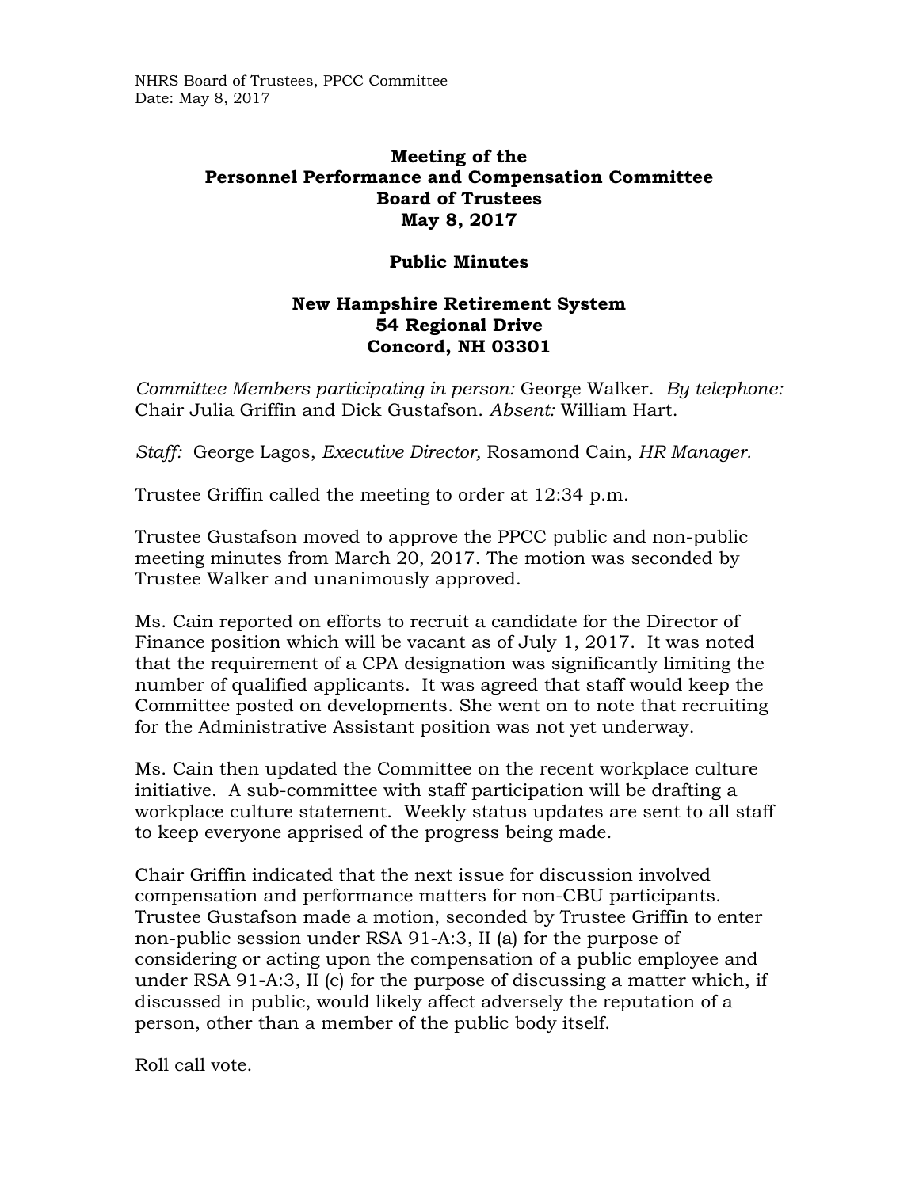# Meeting of the Personnel Performance and Compensation Committee Board of Trustees May 8, 2017

## Public Minutes

### New Hampshire Retirement System 54 Regional Drive Concord, NH 03301

*Committee Members participating in person:* George Walker. *By telephone:* Chair Julia Griffin and Dick Gustafson. *Absent:* William Hart.

*Staff:* George Lagos, *Executive Director,* Rosamond Cain, *HR Manager.*

Trustee Griffin called the meeting to order at 12:34 p.m.

Trustee Gustafson moved to approve the PPCC public and non-public meeting minutes from March 20, 2017. The motion was seconded by Trustee Walker and unanimously approved.

Ms. Cain reported on efforts to recruit a candidate for the Director of Finance position which will be vacant as of July 1, 2017. It was noted that the requirement of a CPA designation was significantly limiting the number of qualified applicants. It was agreed that staff would keep the Committee posted on developments. She went on to note that recruiting for the Administrative Assistant position was not yet underway.

Ms. Cain then updated the Committee on the recent workplace culture initiative. A sub-committee with staff participation will be drafting a workplace culture statement. Weekly status updates are sent to all staff to keep everyone apprised of the progress being made.

Chair Griffin indicated that the next issue for discussion involved compensation and performance matters for non-CBU participants. Trustee Gustafson made a motion, seconded by Trustee Griffin to enter non-public session under RSA 91-A:3, II (a) for the purpose of considering or acting upon the compensation of a public employee and under RSA 91-A:3, II (c) for the purpose of discussing a matter which, if discussed in public, would likely affect adversely the reputation of a person, other than a member of the public body itself.

Roll call vote.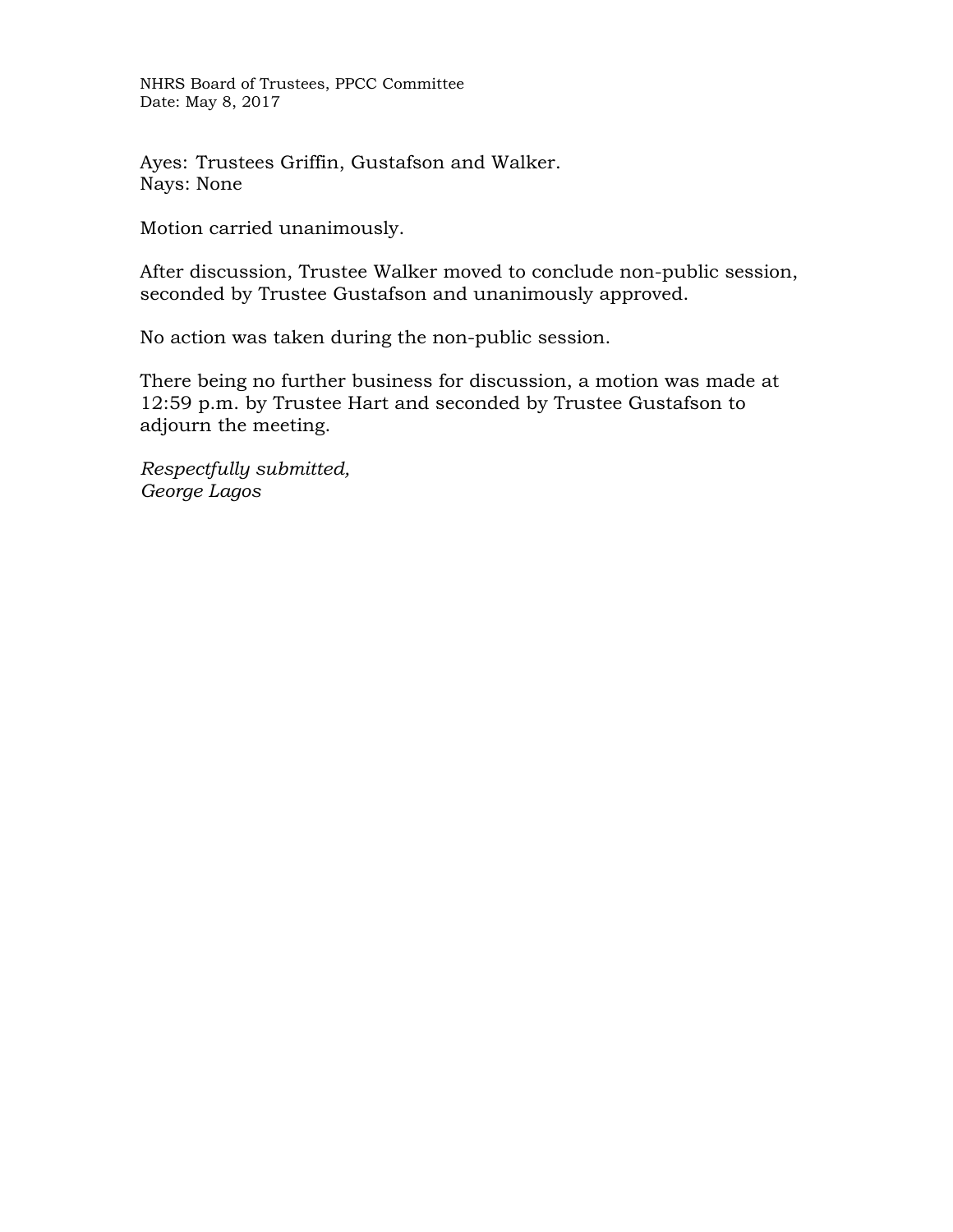Ayes: Trustees Griffin, Gustafson and Walker.
Nays: None

Motion carried unanimously.

After discussion, Trustee Walker moved to conclude non-public session, seconded by Trustee Gustafson and unanimously approved.

No action was taken during the non-public session.

There being no further business for discussion, a motion was made at 12:59 p.m. by Trustee Hart and seconded by Trustee Gustafson to adjourn the meeting.

*Respectfully submitted,*
*George Lagos*